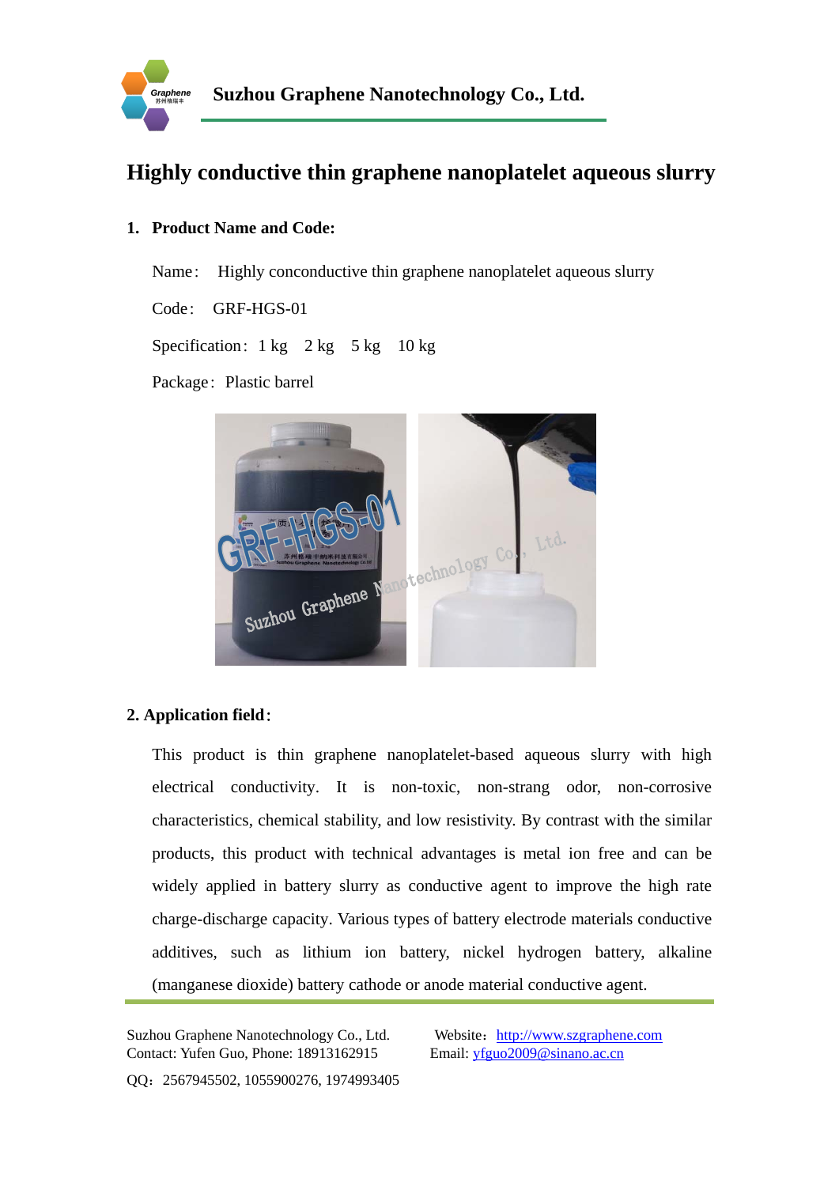Suzhou Graphene Nanotechnology Co., Ltd.

# Highly conductive thin graphene nanoplatelet aqueous slurry

## 1. Product Name and Code:

Name： Highly conconductive thin graphene nanoplatelet aqueous slurry

Code： GRF-HGS-01

Specification：1 kg 2 kg 5 kg 10 kg

Package：Plastic barrel

## 2. Application field：

This product is thin graphene nanoplatelet-based aqueous slurry with high electrical conductivity. It is non-toxic, non-strang odor, non-corrosive characteristics, chemical stability, and low resistivity. By contrast with the similar products, this product with technical advantages is metal ion free and can be widely applied in battery slurry as conductive agent to improve the high rate charge-discharge capacity. Various types of battery electrode materials conductive additives, such as lithium ion battery, nickel hydrogen battery, alkaline (manganese dioxide) battery cathode or anode material conductive agent.

Suzhou Graphene Nanotechnology Co., Ltd. Website：http://www.szgraphene.com
Contact: Yufen Guo, Phone: 18913162915 Email: yfguo2009@sinano.ac.cn
QQ：2567945502, 1055900276, 1974993405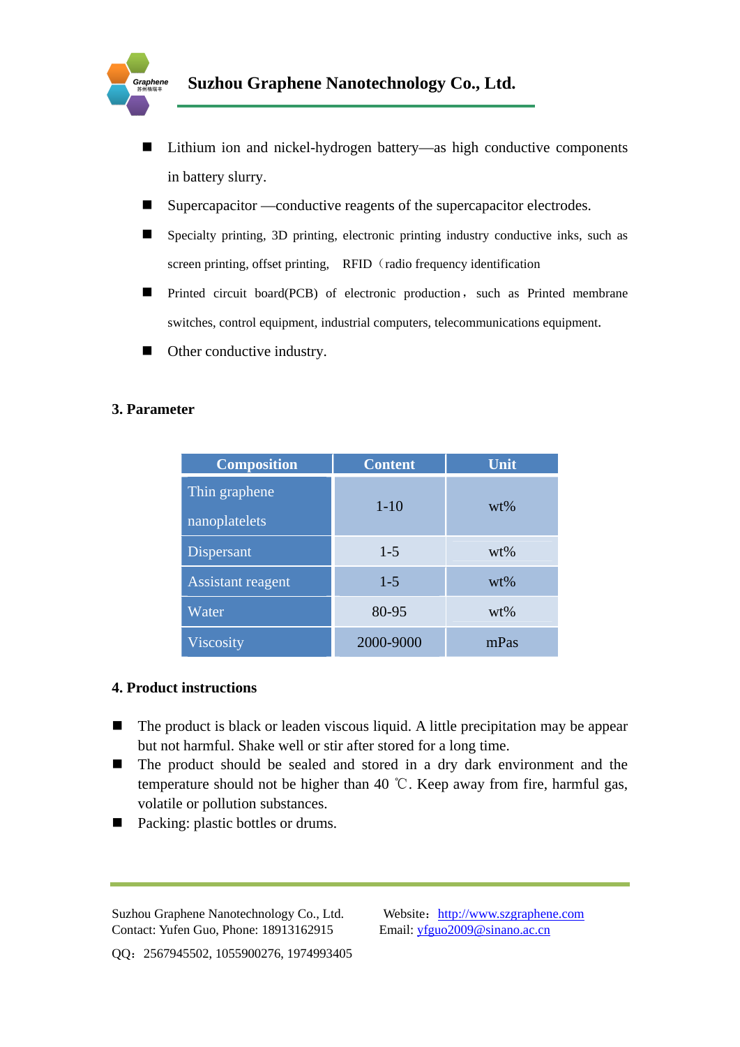- Lithium ion and nickel-hydrogen battery—as high conductive components in battery slurry.
- Supercapacitor —conductive reagents of the supercapacitor electrodes.
- Specialty printing, 3D printing, electronic printing industry conductive inks, such as screen printing, offset printing, RFID（radio frequency identification
- Printed circuit board(PCB) of electronic production，such as Printed membrane switches, control equipment, industrial computers, telecommunications equipment.
- Other conductive industry.

## 3. Parameter

| Composition | Content | Unit |
| --- | --- | --- |
| Thin graphene nanoplatelets | 1-10 | wt% |
| Dispersant | 1-5 | wt% |
| Assistant reagent | 1-5 | wt% |
| Water | 80-95 | wt% |
| Viscosity | 2000-9000 | mPas |

## 4. Product instructions

- The product is black or leaden viscous liquid. A little precipitation may be appear but not harmful. Shake well or stir after stored for a long time.
- The product should be sealed and stored in a dry dark environment and the temperature should not be higher than 40 ℃. Keep away from fire, harmful gas, volatile or pollution substances.
- Packing: plastic bottles or drums.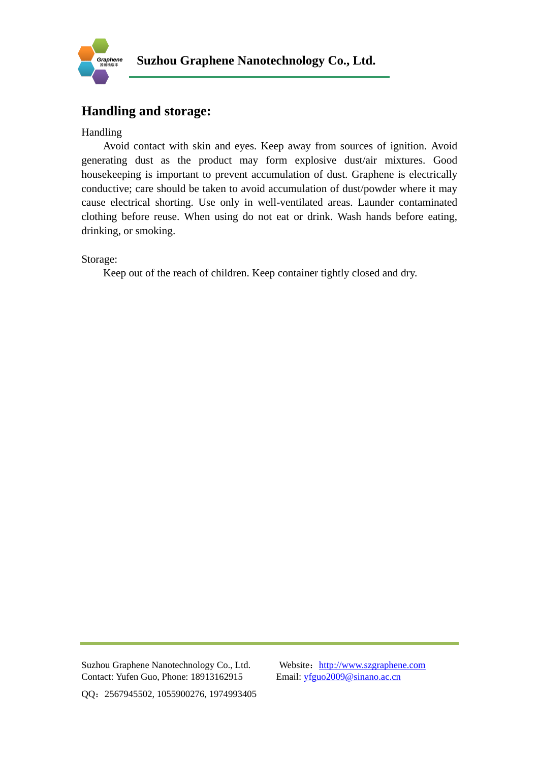## Handling and storage:

Handling

Avoid contact with skin and eyes. Keep away from sources of ignition. Avoid generating dust as the product may form explosive dust/air mixtures. Good housekeeping is important to prevent accumulation of dust. Graphene is electrically conductive; care should be taken to avoid accumulation of dust/powder where it may cause electrical shorting. Use only in well-ventilated areas. Launder contaminated clothing before reuse. When using do not eat or drink. Wash hands before eating, drinking, or smoking.

Storage:

Keep out of the reach of children. Keep container tightly closed and dry.